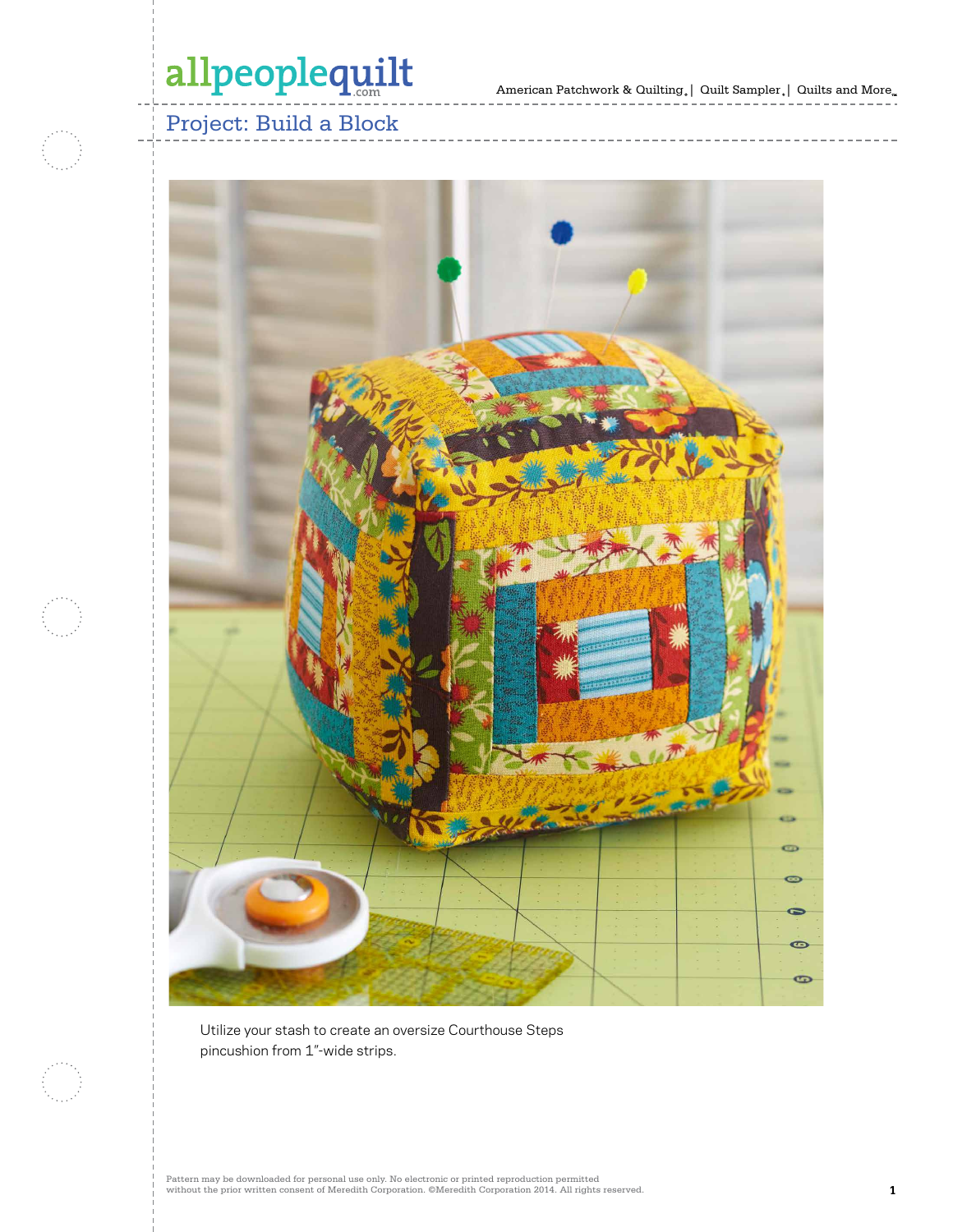# Project: Build a Block

Utilize your stash to create an oversize Courthouse Steps pincushion from 1"-wide strips.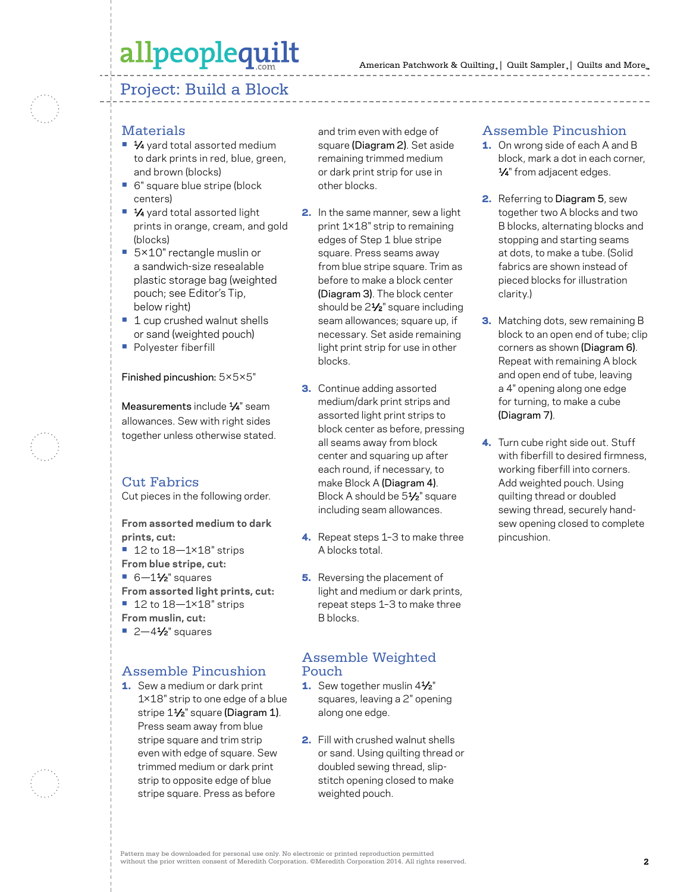## Project: Build a Block

### Materials

- ¼ yard total assorted medium to dark prints in red, blue, green, and brown (blocks)
- 6" square blue stripe (block centers)
- ¼ yard total assorted light prints in orange, cream, and gold (blocks)
- 5×10" rectangle muslin or a sandwich-size resealable plastic storage bag (weighted pouch; see Editor's Tip, below right)
- 1 cup crushed walnut shells or sand (weighted pouch)
- Polyester fiberfill

Finished pincushion: 5×5×5"

Measurements include ¼" seam allowances. Sew with right sides together unless otherwise stated.

### Cut Fabrics

Cut pieces in the following order.

**From assorted medium to dark prints, cut:**

- 12 to 18—1×18" strips

**From blue stripe, cut:**

- 6—1½" squares

**From assorted light prints, cut:**

- 12 to 18—1×18" strips

**From muslin, cut:**

- 2—4½" squares

### Assemble Pincushion

1. Sew a medium or dark print 1×18" strip to one edge of a blue stripe 1½" square (Diagram 1). Press seam away from blue stripe square and trim strip even with edge of square. Sew trimmed medium or dark print strip to opposite edge of blue stripe square. Press as before and trim even with edge of square (Diagram 2). Set aside remaining trimmed medium or dark print strip for use in other blocks.
2. In the same manner, sew a light print 1×18" strip to remaining edges of Step 1 blue stripe square. Press seams away from blue stripe square. Trim as before to make a block center (Diagram 3). The block center should be 2½" square including seam allowances; square up, if necessary. Set aside remaining light print strip for use in other blocks.
3. Continue adding assorted medium/dark print strips and assorted light print strips to block center as before, pressing all seams away from block center and squaring up after each round, if necessary, to make Block A (Diagram 4). Block A should be 5½" square including seam allowances.
4. Repeat steps 1–3 to make three A blocks total.
5. Reversing the placement of light and medium or dark prints, repeat steps 1–3 to make three B blocks.

### Assemble Weighted Pouch

1. Sew together muslin 4½" squares, leaving a 2" opening along one edge.
2. Fill with crushed walnut shells or sand. Using quilting thread or doubled sewing thread, slip-stitch opening closed to make weighted pouch.

### Assemble Pincushion

1. On wrong side of each A and B block, mark a dot in each corner, ¼" from adjacent edges.
2. Referring to Diagram 5, sew together two A blocks and two B blocks, alternating blocks and stopping and starting seams at dots, to make a tube. (Solid fabrics are shown instead of pieced blocks for illustration clarity.)
3. Matching dots, sew remaining B block to an open end of tube; clip corners as shown (Diagram 6). Repeat with remaining A block and open end of tube, leaving a 4" opening along one edge for turning, to make a cube (Diagram 7).
4. Turn cube right side out. Stuff with fiberfill to desired firmness, working fiberfill into corners. Add weighted pouch. Using quilting thread or doubled sewing thread, securely hand-sew opening closed to complete pincushion.

Pattern may be downloaded for personal use only. No electronic or printed reproduction permitted without the prior written consent of Meredith Corporation. ©Meredith Corporation 2014. All rights reserved.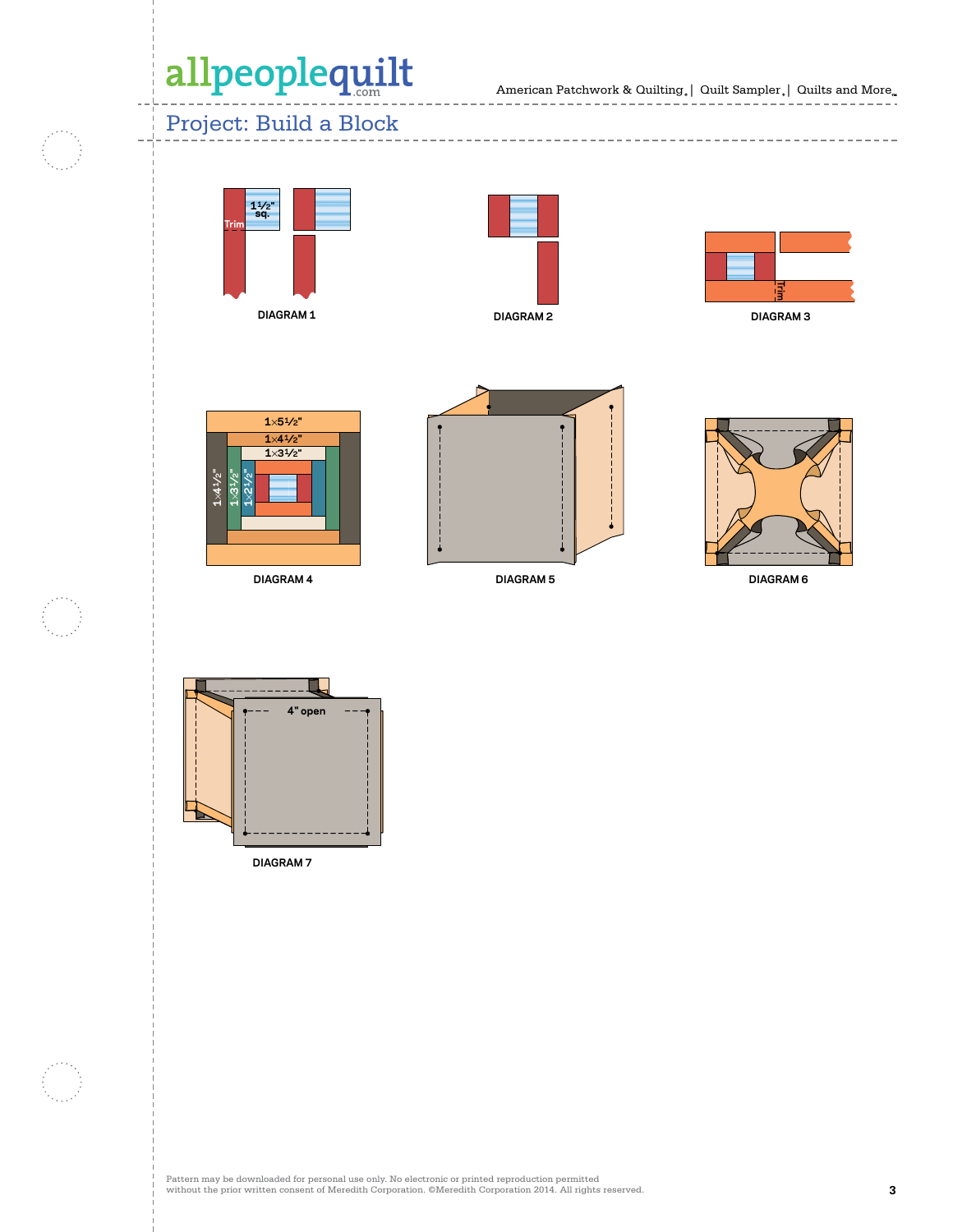## Project: Build a Block

1½" sq.

Trim

DIAGRAM 1

DIAGRAM 2

Trim

DIAGRAM 3

1×5½"

1×4½"

1×3½"

1×4½"

1×3½"

1×2½"

DIAGRAM 4

DIAGRAM 5

DIAGRAM 6

4" open

DIAGRAM 7

Pattern may be downloaded for personal use only. No electronic or printed reproduction permitted without the prior written consent of Meredith Corporation. ©Meredith Corporation 2014. All rights reserved.